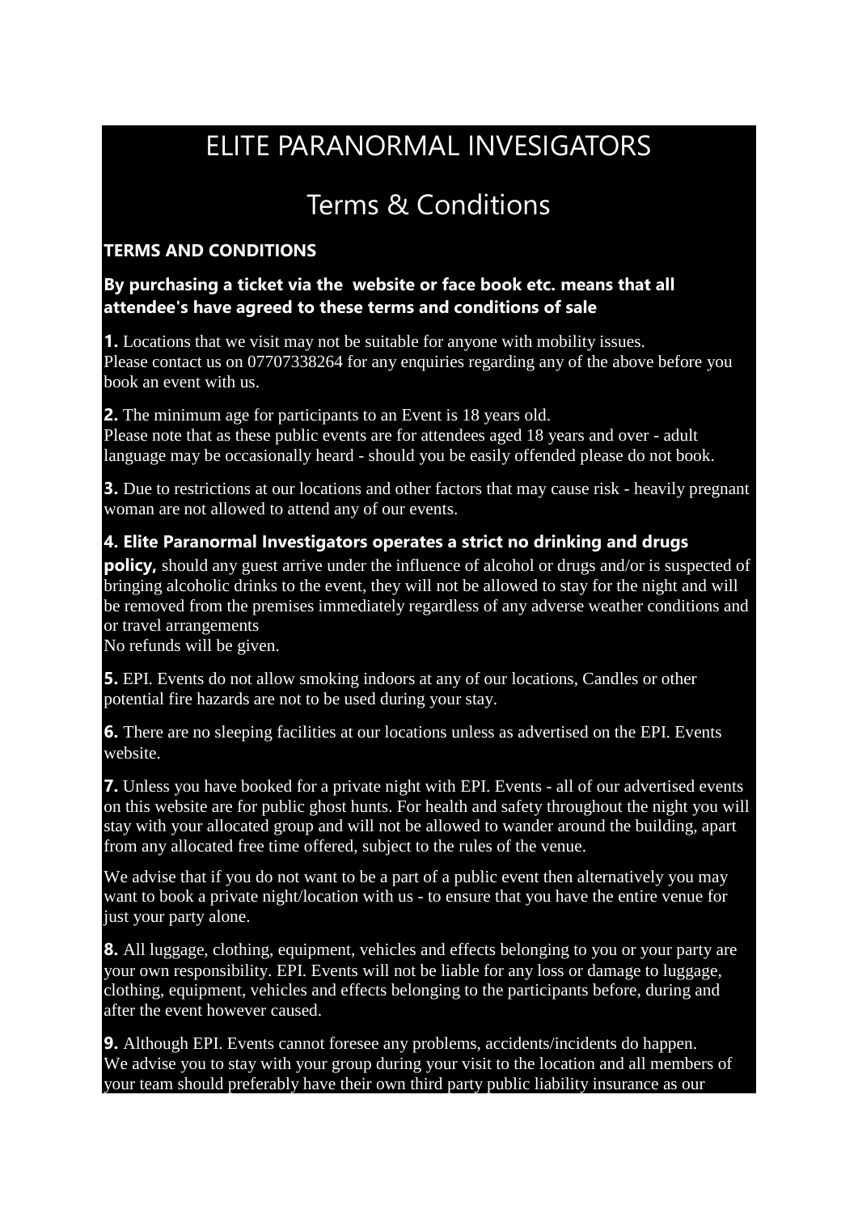# ELITE PARANORMAL INVESIGATORS

## Terms & Conditions

**TERMS AND CONDITIONS**

**By purchasing a ticket via the website or face book etc. means that all attendee's have agreed to these terms and conditions of sale**

**1.** Locations that we visit may not be suitable for anyone with mobility issues.
Please contact us on 07707338264 for any enquiries regarding any of the above before you book an event with us.

**2.** The minimum age for participants to an Event is 18 years old.
Please note that as these public events are for attendees aged 18 years and over - adult language may be occasionally heard - should you be easily offended please do not book.

**3.** Due to restrictions at our locations and other factors that may cause risk - heavily pregnant woman are not allowed to attend any of our events.

**4. Elite Paranormal Investigators operates a strict no drinking and drugs policy,** should any guest arrive under the influence of alcohol or drugs and/or is suspected of bringing alcoholic drinks to the event, they will not be allowed to stay for the night and will be removed from the premises immediately regardless of any adverse weather conditions and or travel arrangements
No refunds will be given.

**5.** EPI. Events do not allow smoking indoors at any of our locations, Candles or other potential fire hazards are not to be used during your stay.

**6.** There are no sleeping facilities at our locations unless as advertised on the EPI. Events website.

**7.** Unless you have booked for a private night with EPI. Events - all of our advertised events on this website are for public ghost hunts. For health and safety throughout the night you will stay with your allocated group and will not be allowed to wander around the building, apart from any allocated free time offered, subject to the rules of the venue.

We advise that if you do not want to be a part of a public event then alternatively you may want to book a private night/location with us - to ensure that you have the entire venue for just your party alone.

**8.** All luggage, clothing, equipment, vehicles and effects belonging to you or your party are your own responsibility. EPI. Events will not be liable for any loss or damage to luggage, clothing, equipment, vehicles and effects belonging to the participants before, during and after the event however caused.

**9.** Although EPI. Events cannot foresee any problems, accidents/incidents do happen.
We advise you to stay with your group during your visit to the location and all members of your team should preferably have their own third party public liability insurance as our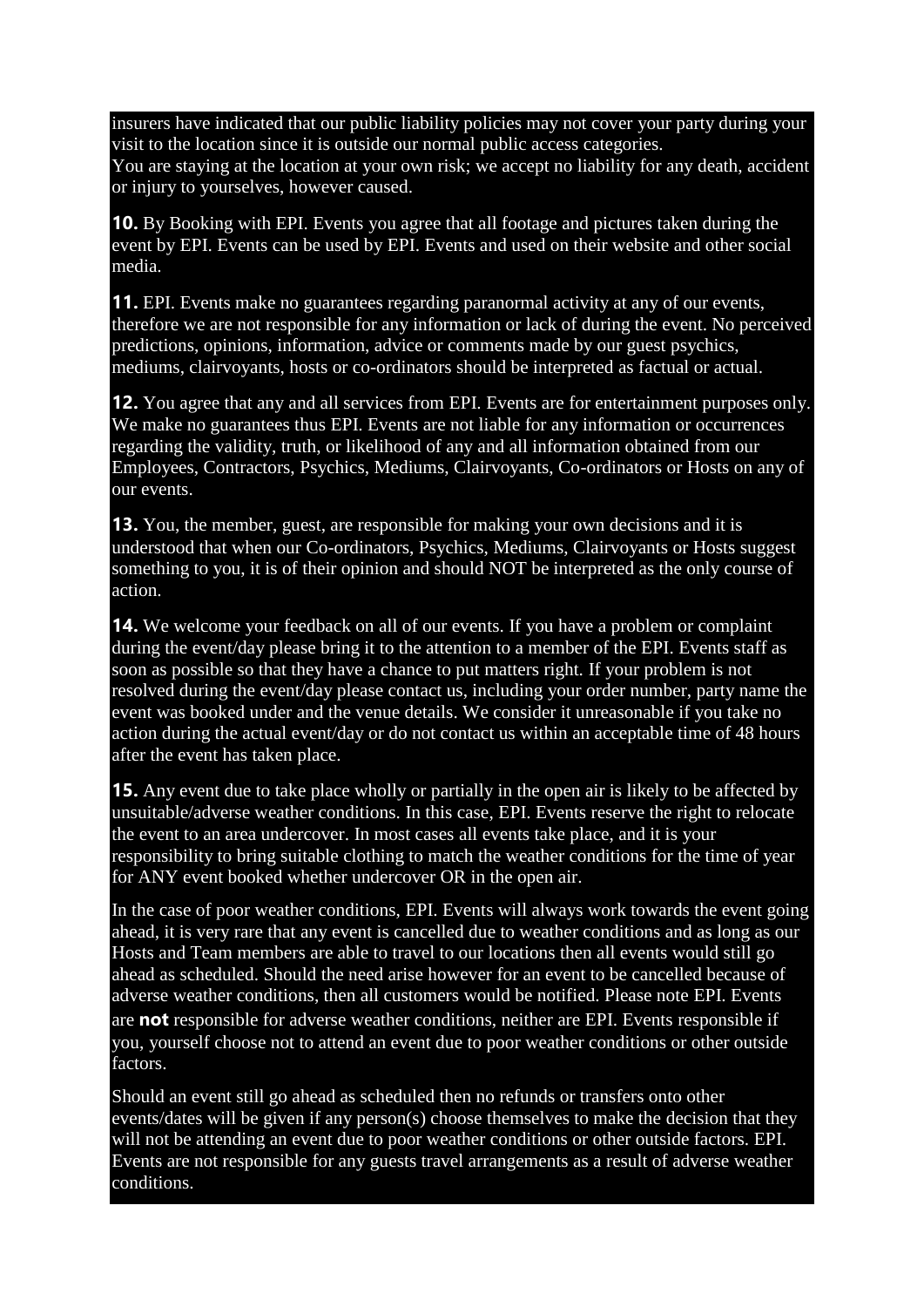insurers have indicated that our public liability policies may not cover your party during your visit to the location since it is outside our normal public access categories.
You are staying at the location at your own risk; we accept no liability for any death, accident or injury to yourselves, however caused.

**10.** By Booking with EPI. Events you agree that all footage and pictures taken during the event by EPI. Events can be used by EPI. Events and used on their website and other social media.

**11.** EPI. Events make no guarantees regarding paranormal activity at any of our events, therefore we are not responsible for any information or lack of during the event. No perceived predictions, opinions, information, advice or comments made by our guest psychics, mediums, clairvoyants, hosts or co-ordinators should be interpreted as factual or actual.

**12.** You agree that any and all services from EPI. Events are for entertainment purposes only. We make no guarantees thus EPI. Events are not liable for any information or occurrences regarding the validity, truth, or likelihood of any and all information obtained from our Employees, Contractors, Psychics, Mediums, Clairvoyants, Co-ordinators or Hosts on any of our events.

**13.** You, the member, guest, are responsible for making your own decisions and it is understood that when our Co-ordinators, Psychics, Mediums, Clairvoyants or Hosts suggest something to you, it is of their opinion and should NOT be interpreted as the only course of action.

**14.** We welcome your feedback on all of our events. If you have a problem or complaint during the event/day please bring it to the attention to a member of the EPI. Events staff as soon as possible so that they have a chance to put matters right. If your problem is not resolved during the event/day please contact us, including your order number, party name the event was booked under and the venue details. We consider it unreasonable if you take no action during the actual event/day or do not contact us within an acceptable time of 48 hours after the event has taken place.

**15.** Any event due to take place wholly or partially in the open air is likely to be affected by unsuitable/adverse weather conditions. In this case, EPI. Events reserve the right to relocate the event to an area undercover. In most cases all events take place, and it is your responsibility to bring suitable clothing to match the weather conditions for the time of year for ANY event booked whether undercover OR in the open air.

In the case of poor weather conditions, EPI. Events will always work towards the event going ahead, it is very rare that any event is cancelled due to weather conditions and as long as our Hosts and Team members are able to travel to our locations then all events would still go ahead as scheduled. Should the need arise however for an event to be cancelled because of adverse weather conditions, then all customers would be notified. Please note EPI. Events are **not** responsible for adverse weather conditions, neither are EPI. Events responsible if you, yourself choose not to attend an event due to poor weather conditions or other outside factors.

Should an event still go ahead as scheduled then no refunds or transfers onto other events/dates will be given if any person(s) choose themselves to make the decision that they will not be attending an event due to poor weather conditions or other outside factors. EPI. Events are not responsible for any guests travel arrangements as a result of adverse weather conditions.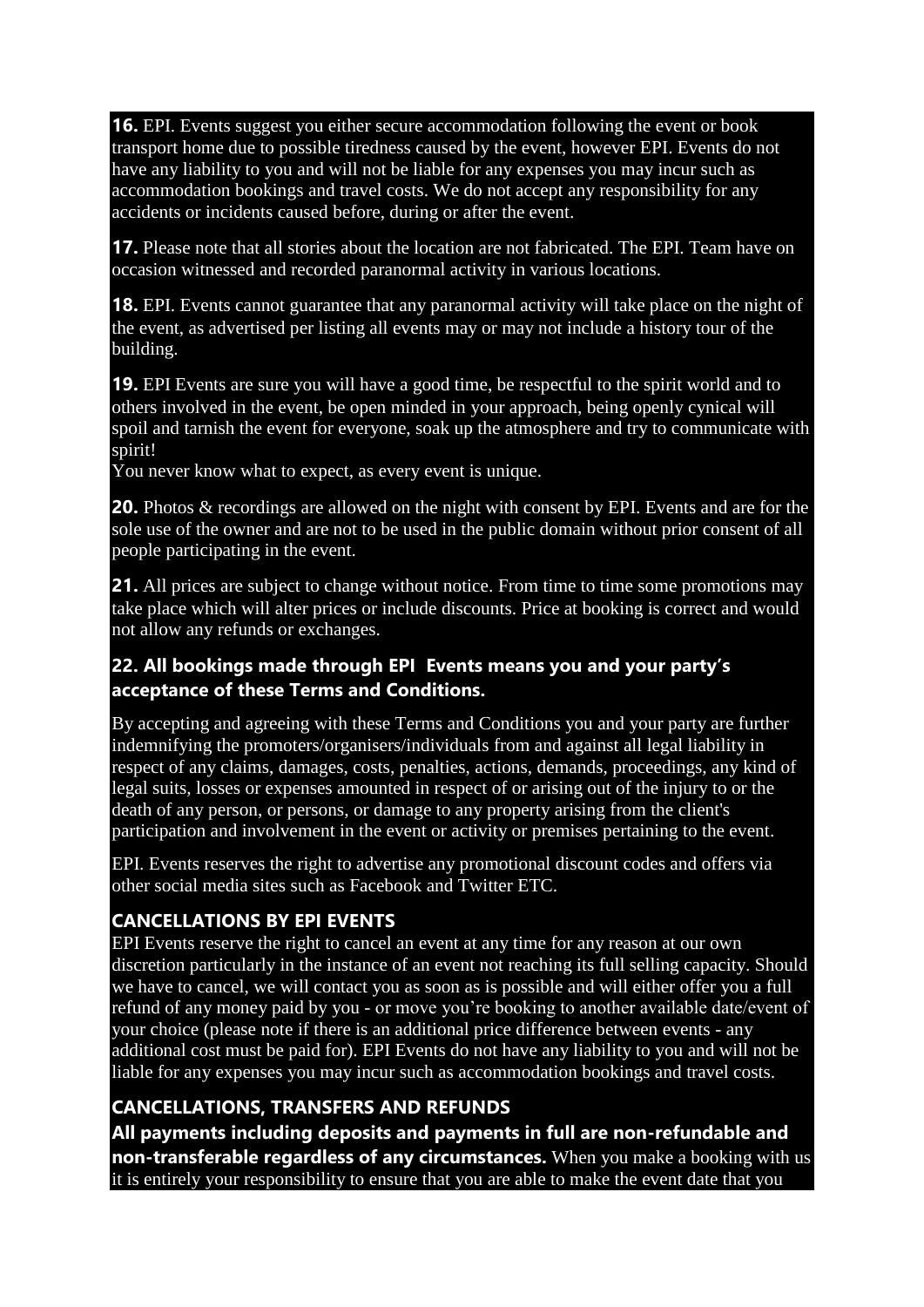**16.** EPI. Events suggest you either secure accommodation following the event or book transport home due to possible tiredness caused by the event, however EPI. Events do not have any liability to you and will not be liable for any expenses you may incur such as accommodation bookings and travel costs. We do not accept any responsibility for any accidents or incidents caused before, during or after the event.

**17.** Please note that all stories about the location are not fabricated. The EPI. Team have on occasion witnessed and recorded paranormal activity in various locations.

**18.** EPI. Events cannot guarantee that any paranormal activity will take place on the night of the event, as advertised per listing all events may or may not include a history tour of the building.

**19.** EPI Events are sure you will have a good time, be respectful to the spirit world and to others involved in the event, be open minded in your approach, being openly cynical will spoil and tarnish the event for everyone, soak up the atmosphere and try to communicate with spirit!
You never know what to expect, as every event is unique.

**20.** Photos & recordings are allowed on the night with consent by EPI. Events and are for the sole use of the owner and are not to be used in the public domain without prior consent of all people participating in the event.

**21.** All prices are subject to change without notice. From time to time some promotions may take place which will alter prices or include discounts. Price at booking is correct and would not allow any refunds or exchanges.

### 22. All bookings made through EPI Events means you and your party's acceptance of these Terms and Conditions.

By accepting and agreeing with these Terms and Conditions you and your party are further indemnifying the promoters/organisers/individuals from and against all legal liability in respect of any claims, damages, costs, penalties, actions, demands, proceedings, any kind of legal suits, losses or expenses amounted in respect of or arising out of the injury to or the death of any person, or persons, or damage to any property arising from the client's participation and involvement in the event or activity or premises pertaining to the event.

EPI. Events reserves the right to advertise any promotional discount codes and offers via other social media sites such as Facebook and Twitter ETC.

### CANCELLATIONS BY EPI EVENTS

EPI Events reserve the right to cancel an event at any time for any reason at our own discretion particularly in the instance of an event not reaching its full selling capacity. Should we have to cancel, we will contact you as soon as is possible and will either offer you a full refund of any money paid by you - or move you're booking to another available date/event of your choice (please note if there is an additional price difference between events - any additional cost must be paid for). EPI Events do not have any liability to you and will not be liable for any expenses you may incur such as accommodation bookings and travel costs.

### CANCELLATIONS, TRANSFERS AND REFUNDS

**All payments including deposits and payments in full are non-refundable and non-transferable regardless of any circumstances.** When you make a booking with us it is entirely your responsibility to ensure that you are able to make the event date that you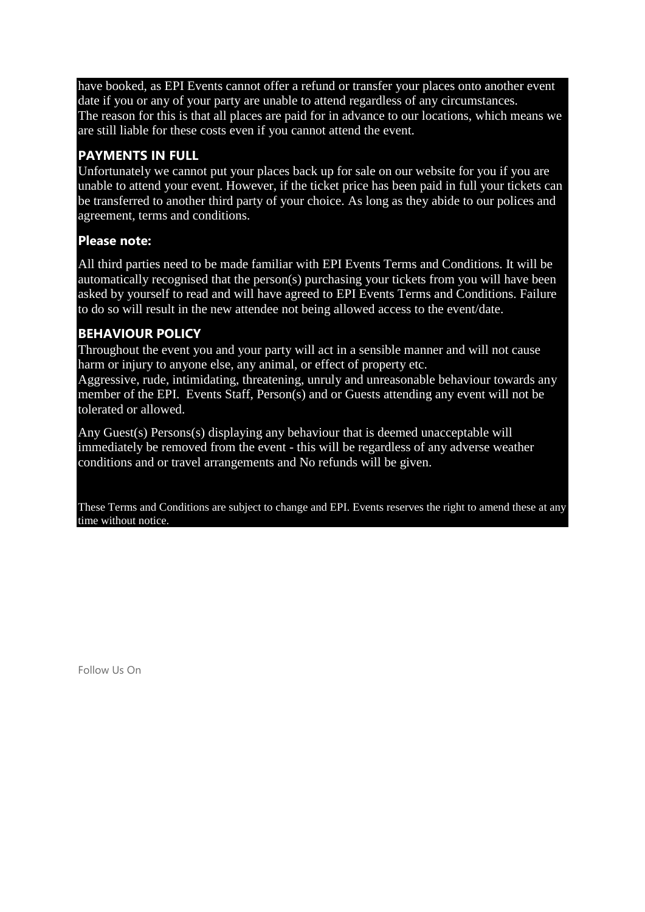have booked, as EPI Events cannot offer a refund or transfer your places onto another event date if you or any of your party are unable to attend regardless of any circumstances.
The reason for this is that all places are paid for in advance to our locations, which means we are still liable for these costs even if you cannot attend the event.

**PAYMENTS IN FULL**

Unfortunately we cannot put your places back up for sale on our website for you if you are unable to attend your event. However, if the ticket price has been paid in full your tickets can be transferred to another third party of your choice. As long as they abide to our polices and agreement, terms and conditions.

**Please note:**

All third parties need to be made familiar with EPI Events Terms and Conditions. It will be automatically recognised that the person(s) purchasing your tickets from you will have been asked by yourself to read and will have agreed to EPI Events Terms and Conditions. Failure to do so will result in the new attendee not being allowed access to the event/date.

**BEHAVIOUR POLICY**

Throughout the event you and your party will act in a sensible manner and will not cause harm or injury to anyone else, any animal, or effect of property etc.
Aggressive, rude, intimidating, threatening, unruly and unreasonable behaviour towards any member of the EPI.  Events Staff, Person(s) and or Guests attending any event will not be tolerated or allowed.

Any Guest(s) Persons(s) displaying any behaviour that is deemed unacceptable will immediately be removed from the event - this will be regardless of any adverse weather conditions and or travel arrangements and No refunds will be given.

These Terms and Conditions are subject to change and EPI. Events reserves the right to amend these at any time without notice.

Follow Us On